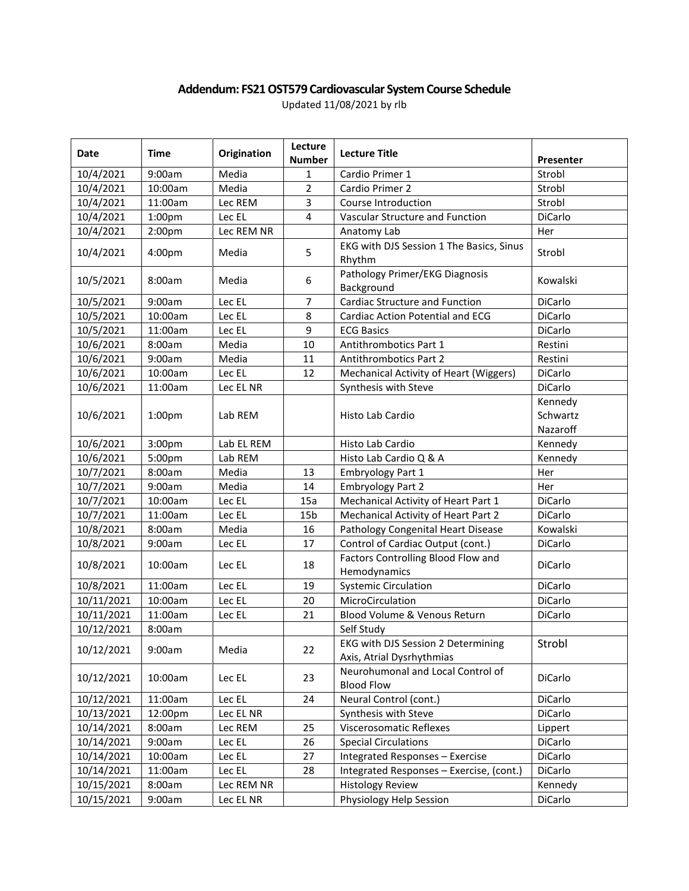# Addendum: FS21 OST579 Cardiovascular System Course Schedule

Updated 11/08/2021 by rlb

| Date | Time | Origination | Lecture Number | Lecture Title | Presenter |
|---|---|---|---|---|---|
| 10/4/2021 | 9:00am | Media | 1 | Cardio Primer 1 | Strobl |
| 10/4/2021 | 10:00am | Media | 2 | Cardio Primer 2 | Strobl |
| 10/4/2021 | 11:00am | Lec REM | 3 | Course Introduction | Strobl |
| 10/4/2021 | 1:00pm | Lec EL | 4 | Vascular Structure and Function | DiCarlo |
| 10/4/2021 | 2:00pm | Lec REM NR | | Anatomy Lab | Her |
| 10/4/2021 | 4:00pm | Media | 5 | EKG with DJS Session 1 The Basics, Sinus Rhythm | Strobl |
| 10/5/2021 | 8:00am | Media | 6 | Pathology Primer/EKG Diagnosis Background | Kowalski |
| 10/5/2021 | 9:00am | Lec EL | 7 | Cardiac Structure and Function | DiCarlo |
| 10/5/2021 | 10:00am | Lec EL | 8 | Cardiac Action Potential and ECG | DiCarlo |
| 10/5/2021 | 11:00am | Lec EL | 9 | ECG Basics | DiCarlo |
| 10/6/2021 | 8:00am | Media | 10 | Antithrombotics Part 1 | Restini |
| 10/6/2021 | 9:00am | Media | 11 | Antithrombotics Part 2 | Restini |
| 10/6/2021 | 10:00am | Lec EL | 12 | Mechanical Activity of Heart (Wiggers) | DiCarlo |
| 10/6/2021 | 11:00am | Lec EL NR | | Synthesis with Steve | DiCarlo |
| 10/6/2021 | 1:00pm | Lab REM | | Histo Lab Cardio | Kennedy Schwartz Nazaroff |
| 10/6/2021 | 3:00pm | Lab EL REM | | Histo Lab Cardio | Kennedy |
| 10/6/2021 | 5:00pm | Lab REM | | Histo Lab Cardio Q & A | Kennedy |
| 10/7/2021 | 8:00am | Media | 13 | Embryology Part 1 | Her |
| 10/7/2021 | 9:00am | Media | 14 | Embryology Part 2 | Her |
| 10/7/2021 | 10:00am | Lec EL | 15a | Mechanical Activity of Heart Part 1 | DiCarlo |
| 10/7/2021 | 11:00am | Lec EL | 15b | Mechanical Activity of Heart Part 2 | DiCarlo |
| 10/8/2021 | 8:00am | Media | 16 | Pathology Congenital Heart Disease | Kowalski |
| 10/8/2021 | 9:00am | Lec EL | 17 | Control of Cardiac Output (cont.) | DiCarlo |
| 10/8/2021 | 10:00am | Lec EL | 18 | Factors Controlling Blood Flow and Hemodynamics | DiCarlo |
| 10/8/2021 | 11:00am | Lec EL | 19 | Systemic Circulation | DiCarlo |
| 10/11/2021 | 10:00am | Lec EL | 20 | MicroCirculation | DiCarlo |
| 10/11/2021 | 11:00am | Lec EL | 21 | Blood Volume & Venous Return | DiCarlo |
| 10/12/2021 | 8:00am | | | Self Study | |
| 10/12/2021 | 9:00am | Media | 22 | EKG with DJS Session 2 Determining Axis, Atrial Dysrhythmias | Strobl |
| 10/12/2021 | 10:00am | Lec EL | 23 | Neurohumonal and Local Control of Blood Flow | DiCarlo |
| 10/12/2021 | 11:00am | Lec EL | 24 | Neural Control (cont.) | DiCarlo |
| 10/13/2021 | 12:00pm | Lec EL NR | | Synthesis with Steve | DiCarlo |
| 10/14/2021 | 8:00am | Lec REM | 25 | Viscerosomatic Reflexes | Lippert |
| 10/14/2021 | 9:00am | Lec EL | 26 | Special Circulations | DiCarlo |
| 10/14/2021 | 10:00am | Lec EL | 27 | Integrated Responses – Exercise | DiCarlo |
| 10/14/2021 | 11:00am | Lec EL | 28 | Integrated Responses – Exercise, (cont.) | DiCarlo |
| 10/15/2021 | 8:00am | Lec REM NR | | Histology Review | Kennedy |
| 10/15/2021 | 9:00am | Lec EL NR | | Physiology Help Session | DiCarlo |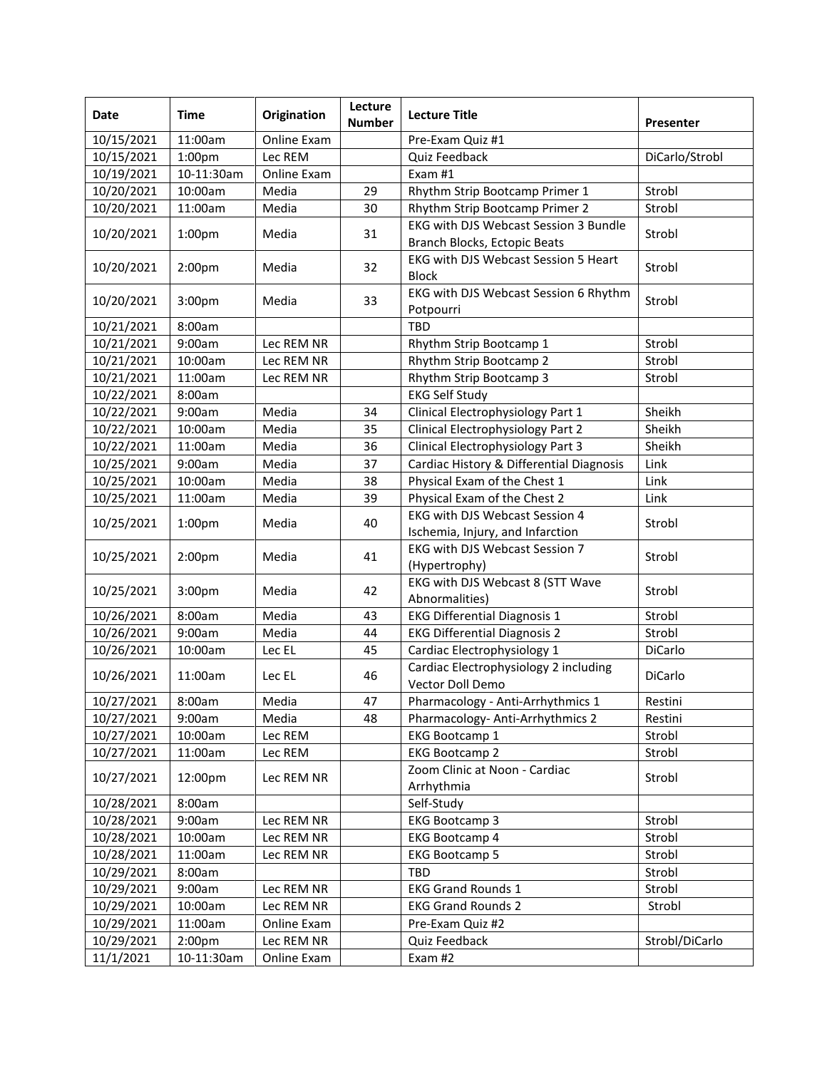| Date | Time | Origination | Lecture Number | Lecture Title | Presenter |
|---|---|---|---|---|---|
| 10/15/2021 | 11:00am | Online Exam | | Pre-Exam Quiz #1 | |
| 10/15/2021 | 1:00pm | Lec REM | | Quiz Feedback | DiCarlo/Strobl |
| 10/19/2021 | 10-11:30am | Online Exam | | Exam #1 | |
| 10/20/2021 | 10:00am | Media | 29 | Rhythm Strip Bootcamp Primer 1 | Strobl |
| 10/20/2021 | 11:00am | Media | 30 | Rhythm Strip Bootcamp Primer 2 | Strobl |
| 10/20/2021 | 1:00pm | Media | 31 | EKG with DJS Webcast Session 3 Bundle Branch Blocks, Ectopic Beats | Strobl |
| 10/20/2021 | 2:00pm | Media | 32 | EKG with DJS Webcast Session 5 Heart Block | Strobl |
| 10/20/2021 | 3:00pm | Media | 33 | EKG with DJS Webcast Session 6 Rhythm Potpourri | Strobl |
| 10/21/2021 | 8:00am | | | TBD | |
| 10/21/2021 | 9:00am | Lec REM NR | | Rhythm Strip Bootcamp 1 | Strobl |
| 10/21/2021 | 10:00am | Lec REM NR | | Rhythm Strip Bootcamp 2 | Strobl |
| 10/21/2021 | 11:00am | Lec REM NR | | Rhythm Strip Bootcamp 3 | Strobl |
| 10/22/2021 | 8:00am | | | EKG Self Study | |
| 10/22/2021 | 9:00am | Media | 34 | Clinical Electrophysiology Part 1 | Sheikh |
| 10/22/2021 | 10:00am | Media | 35 | Clinical Electrophysiology Part 2 | Sheikh |
| 10/22/2021 | 11:00am | Media | 36 | Clinical Electrophysiology Part 3 | Sheikh |
| 10/25/2021 | 9:00am | Media | 37 | Cardiac History & Differential Diagnosis | Link |
| 10/25/2021 | 10:00am | Media | 38 | Physical Exam of the Chest 1 | Link |
| 10/25/2021 | 11:00am | Media | 39 | Physical Exam of the Chest 2 | Link |
| 10/25/2021 | 1:00pm | Media | 40 | EKG with DJS Webcast Session 4 Ischemia, Injury, and Infarction | Strobl |
| 10/25/2021 | 2:00pm | Media | 41 | EKG with DJS Webcast Session 7 (Hypertrophy) | Strobl |
| 10/25/2021 | 3:00pm | Media | 42 | EKG with DJS Webcast 8 (STT Wave Abnormalities) | Strobl |
| 10/26/2021 | 8:00am | Media | 43 | EKG Differential Diagnosis 1 | Strobl |
| 10/26/2021 | 9:00am | Media | 44 | EKG Differential Diagnosis 2 | Strobl |
| 10/26/2021 | 10:00am | Lec EL | 45 | Cardiac Electrophysiology 1 | DiCarlo |
| 10/26/2021 | 11:00am | Lec EL | 46 | Cardiac Electrophysiology 2 including Vector Doll Demo | DiCarlo |
| 10/27/2021 | 8:00am | Media | 47 | Pharmacology - Anti-Arrhythmics 1 | Restini |
| 10/27/2021 | 9:00am | Media | 48 | Pharmacology- Anti-Arrhythmics 2 | Restini |
| 10/27/2021 | 10:00am | Lec REM | | EKG Bootcamp 1 | Strobl |
| 10/27/2021 | 11:00am | Lec REM | | EKG Bootcamp 2 | Strobl |
| 10/27/2021 | 12:00pm | Lec REM NR | | Zoom Clinic at Noon - Cardiac Arrhythmia | Strobl |
| 10/28/2021 | 8:00am | | | Self-Study | |
| 10/28/2021 | 9:00am | Lec REM NR | | EKG Bootcamp 3 | Strobl |
| 10/28/2021 | 10:00am | Lec REM NR | | EKG Bootcamp 4 | Strobl |
| 10/28/2021 | 11:00am | Lec REM NR | | EKG Bootcamp 5 | Strobl |
| 10/29/2021 | 8:00am | | | TBD | Strobl |
| 10/29/2021 | 9:00am | Lec REM NR | | EKG Grand Rounds 1 | Strobl |
| 10/29/2021 | 10:00am | Lec REM NR | | EKG Grand Rounds 2 | Strobl |
| 10/29/2021 | 11:00am | Online Exam | | Pre-Exam Quiz #2 | |
| 10/29/2021 | 2:00pm | Lec REM NR | | Quiz Feedback | Strobl/DiCarlo |
| 11/1/2021 | 10-11:30am | Online Exam | | Exam #2 | |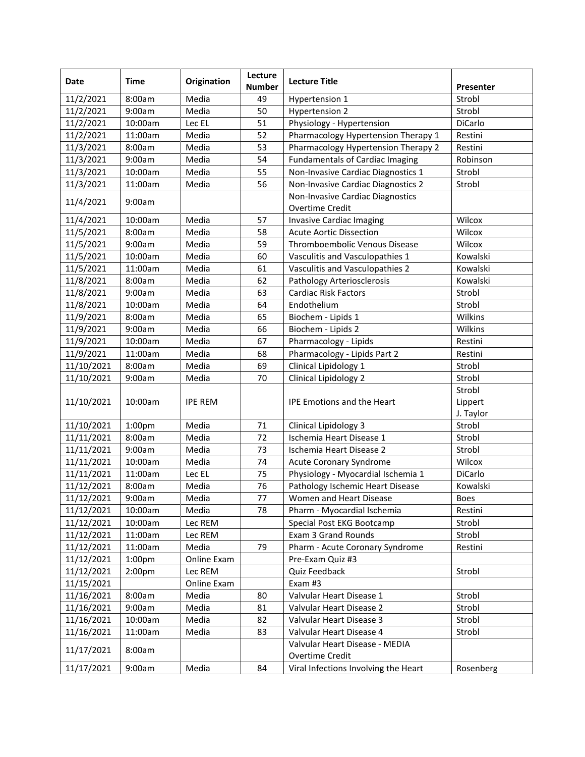| Date | Time | Origination | Lecture Number | Lecture Title | Presenter |
|---|---|---|---|---|---|
| 11/2/2021 | 8:00am | Media | 49 | Hypertension 1 | Strobl |
| 11/2/2021 | 9:00am | Media | 50 | Hypertension 2 | Strobl |
| 11/2/2021 | 10:00am | Lec EL | 51 | Physiology - Hypertension | DiCarlo |
| 11/2/2021 | 11:00am | Media | 52 | Pharmacology Hypertension Therapy 1 | Restini |
| 11/3/2021 | 8:00am | Media | 53 | Pharmacology Hypertension Therapy 2 | Restini |
| 11/3/2021 | 9:00am | Media | 54 | Fundamentals of Cardiac Imaging | Robinson |
| 11/3/2021 | 10:00am | Media | 55 | Non-Invasive Cardiac Diagnostics 1 | Strobl |
| 11/3/2021 | 11:00am | Media | 56 | Non-Invasive Cardiac Diagnostics 2 | Strobl |
| 11/4/2021 | 9:00am | | | Non-Invasive Cardiac Diagnostics Overtime Credit | |
| 11/4/2021 | 10:00am | Media | 57 | Invasive Cardiac Imaging | Wilcox |
| 11/5/2021 | 8:00am | Media | 58 | Acute Aortic Dissection | Wilcox |
| 11/5/2021 | 9:00am | Media | 59 | Thromboembolic Venous Disease | Wilcox |
| 11/5/2021 | 10:00am | Media | 60 | Vasculitis and Vasculopathies 1 | Kowalski |
| 11/5/2021 | 11:00am | Media | 61 | Vasculitis and Vasculopathies 2 | Kowalski |
| 11/8/2021 | 8:00am | Media | 62 | Pathology Arteriosclerosis | Kowalski |
| 11/8/2021 | 9:00am | Media | 63 | Cardiac Risk Factors | Strobl |
| 11/8/2021 | 10:00am | Media | 64 | Endothelium | Strobl |
| 11/9/2021 | 8:00am | Media | 65 | Biochem - Lipids 1 | Wilkins |
| 11/9/2021 | 9:00am | Media | 66 | Biochem - Lipids 2 | Wilkins |
| 11/9/2021 | 10:00am | Media | 67 | Pharmacology - Lipids | Restini |
| 11/9/2021 | 11:00am | Media | 68 | Pharmacology - Lipids Part 2 | Restini |
| 11/10/2021 | 8:00am | Media | 69 | Clinical Lipidology 1 | Strobl |
| 11/10/2021 | 9:00am | Media | 70 | Clinical Lipidology 2 | Strobl |
| 11/10/2021 | 10:00am | IPE REM | | IPE Emotions and the Heart | Strobl Lippert J. Taylor |
| 11/10/2021 | 1:00pm | Media | 71 | Clinical Lipidology 3 | Strobl |
| 11/11/2021 | 8:00am | Media | 72 | Ischemia Heart Disease 1 | Strobl |
| 11/11/2021 | 9:00am | Media | 73 | Ischemia Heart Disease 2 | Strobl |
| 11/11/2021 | 10:00am | Media | 74 | Acute Coronary Syndrome | Wilcox |
| 11/11/2021 | 11:00am | Lec EL | 75 | Physiology - Myocardial Ischemia 1 | DiCarlo |
| 11/12/2021 | 8:00am | Media | 76 | Pathology Ischemic Heart Disease | Kowalski |
| 11/12/2021 | 9:00am | Media | 77 | Women and Heart Disease | Boes |
| 11/12/2021 | 10:00am | Media | 78 | Pharm - Myocardial Ischemia | Restini |
| 11/12/2021 | 10:00am | Lec REM | | Special Post EKG Bootcamp | Strobl |
| 11/12/2021 | 11:00am | Lec REM | | Exam 3 Grand Rounds | Strobl |
| 11/12/2021 | 11:00am | Media | 79 | Pharm - Acute Coronary Syndrome | Restini |
| 11/12/2021 | 1:00pm | Online Exam | | Pre-Exam Quiz #3 | |
| 11/12/2021 | 2:00pm | Lec REM | | Quiz Feedback | Strobl |
| 11/15/2021 | | Online Exam | | Exam #3 | |
| 11/16/2021 | 8:00am | Media | 80 | Valvular Heart Disease 1 | Strobl |
| 11/16/2021 | 9:00am | Media | 81 | Valvular Heart Disease 2 | Strobl |
| 11/16/2021 | 10:00am | Media | 82 | Valvular Heart Disease 3 | Strobl |
| 11/16/2021 | 11:00am | Media | 83 | Valvular Heart Disease 4 | Strobl |
| 11/17/2021 | 8:00am | | | Valvular Heart Disease - MEDIA Overtime Credit | |
| 11/17/2021 | 9:00am | Media | 84 | Viral Infections Involving the Heart | Rosenberg |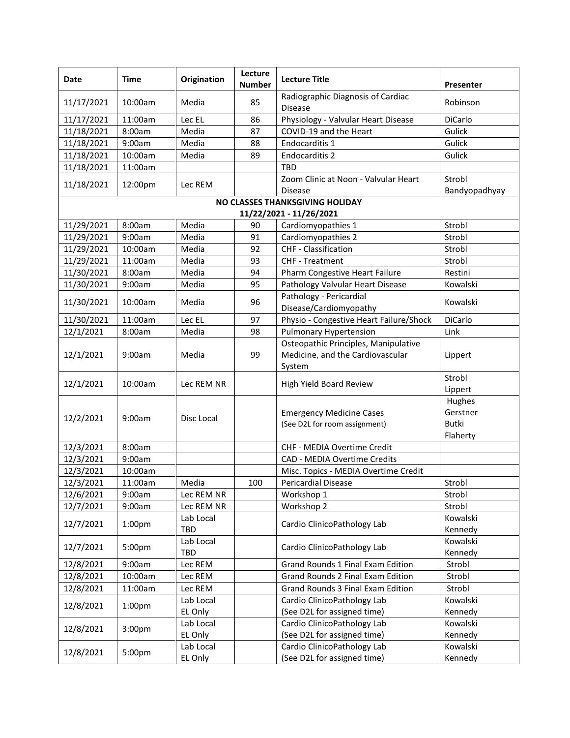| Date | Time | Origination | Lecture Number | Lecture Title | Presenter |
|---|---|---|---|---|---|
| 11/17/2021 | 10:00am | Media | 85 | Radiographic Diagnosis of Cardiac Disease | Robinson |
| 11/17/2021 | 11:00am | Lec EL | 86 | Physiology - Valvular Heart Disease | DiCarlo |
| 11/18/2021 | 8:00am | Media | 87 | COVID-19 and the Heart | Gulick |
| 11/18/2021 | 9:00am | Media | 88 | Endocarditis 1 | Gulick |
| 11/18/2021 | 10:00am | Media | 89 | Endocarditis 2 | Gulick |
| 11/18/2021 | 11:00am | | | TBD | |
| 11/18/2021 | 12:00pm | Lec REM | | Zoom Clinic at Noon - Valvular Heart Disease | Strobl Bandyopadhyay |
| **NO CLASSES THANKSGIVING HOLIDAY 11/22/2021 - 11/26/2021** | | | | | |
| 11/29/2021 | 8:00am | Media | 90 | Cardiomyopathies 1 | Strobl |
| 11/29/2021 | 9:00am | Media | 91 | Cardiomyopathies 2 | Strobl |
| 11/29/2021 | 10:00am | Media | 92 | CHF - Classification | Strobl |
| 11/29/2021 | 11:00am | Media | 93 | CHF - Treatment | Strobl |
| 11/30/2021 | 8:00am | Media | 94 | Pharm Congestive Heart Failure | Restini |
| 11/30/2021 | 9:00am | Media | 95 | Pathology Valvular Heart Disease | Kowalski |
| 11/30/2021 | 10:00am | Media | 96 | Pathology - Pericardial Disease/Cardiomyopathy | Kowalski |
| 11/30/2021 | 11:00am | Lec EL | 97 | Physio - Congestive Heart Failure/Shock | DiCarlo |
| 12/1/2021 | 8:00am | Media | 98 | Pulmonary Hypertension | Link |
| 12/1/2021 | 9:00am | Media | 99 | Osteopathic Principles, Manipulative Medicine, and the Cardiovascular System | Lippert |
| 12/1/2021 | 10:00am | Lec REM NR | | High Yield Board Review | Strobl Lippert |
| 12/2/2021 | 9:00am | Disc Local | | Emergency Medicine Cases (See D2L for room assignment) | Hughes Gerstner Butki Flaherty |
| 12/3/2021 | 8:00am | | | CHF - MEDIA Overtime Credit | |
| 12/3/2021 | 9:00am | | | CAD - MEDIA Overtime Credits | |
| 12/3/2021 | 10:00am | | | Misc. Topics - MEDIA Overtime Credit | |
| 12/3/2021 | 11:00am | Media | 100 | Pericardial Disease | Strobl |
| 12/6/2021 | 9:00am | Lec REM NR | | Workshop 1 | Strobl |
| 12/7/2021 | 9:00am | Lec REM NR | | Workshop 2 | Strobl |
| 12/7/2021 | 1:00pm | Lab Local TBD | | Cardio ClinicoPathology Lab | Kowalski Kennedy |
| 12/7/2021 | 5:00pm | Lab Local TBD | | Cardio ClinicoPathology Lab | Kowalski Kennedy |
| 12/8/2021 | 9:00am | Lec REM | | Grand Rounds 1 Final Exam Edition | Strobl |
| 12/8/2021 | 10:00am | Lec REM | | Grand Rounds 2 Final Exam Edition | Strobl |
| 12/8/2021 | 11:00am | Lec REM | | Grand Rounds 3 Final Exam Edition | Strobl |
| 12/8/2021 | 1:00pm | Lab Local EL Only | | Cardio ClinicoPathology Lab (See D2L for assigned time) | Kowalski Kennedy |
| 12/8/2021 | 3:00pm | Lab Local EL Only | | Cardio ClinicoPathology Lab (See D2L for assigned time) | Kowalski Kennedy |
| 12/8/2021 | 5:00pm | Lab Local EL Only | | Cardio ClinicoPathology Lab (See D2L for assigned time) | Kowalski Kennedy |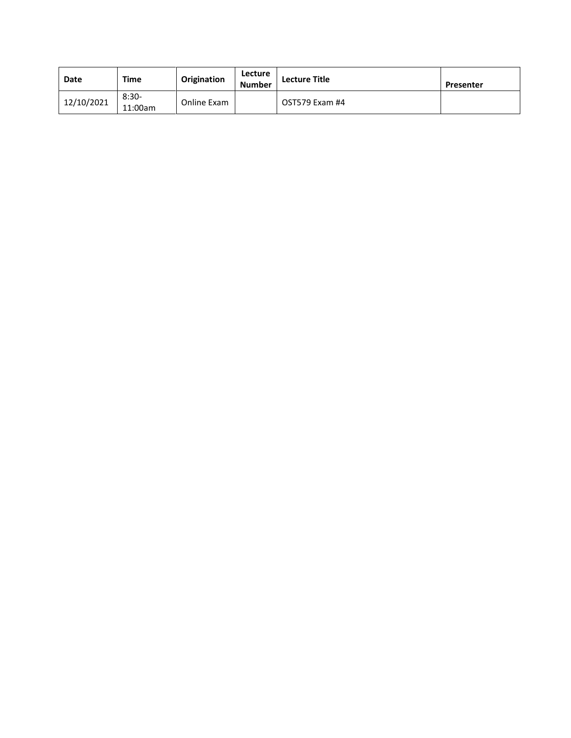| Date | Time | Origination | Lecture Number | Lecture Title | Presenter |
|---|---|---|---|---|---|
| 12/10/2021 | 8:30-11:00am | Online Exam | | OST579 Exam #4 | |